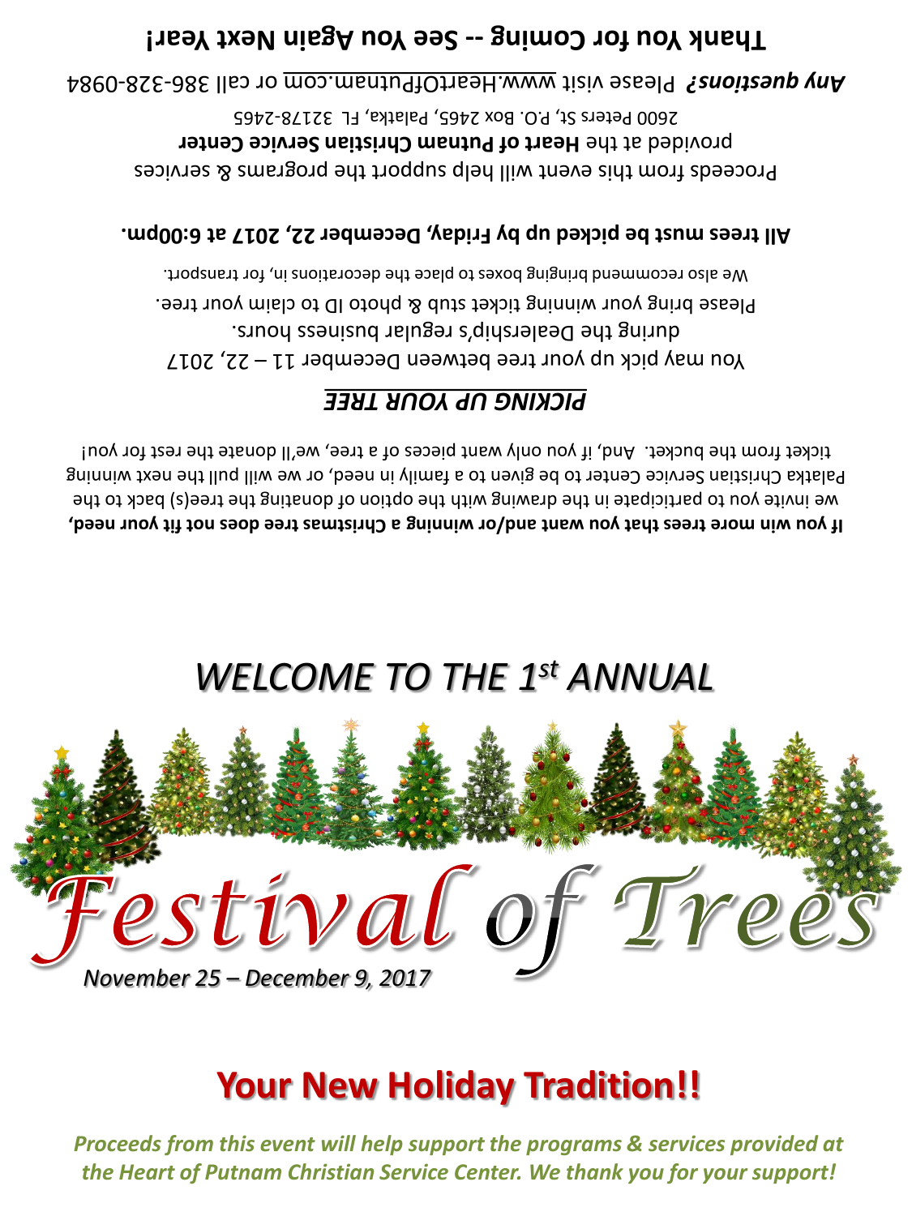**Thank You for Coming -- See You Again Next Year!**

***Any questions?*** Please visit www.HeartOfPutnam.com or call 386-328-0984

Proceeds from this event will help support the programs & services provided at the **Heart of Putnam Christian Service Center**
2600 Peters St, P.O. Box 2465, Palatka, FL 32178-2465

**All trees must be picked up by Friday, December 22, 2017 at 6:00pm.**

## *PICKING UP YOUR TREE*

You may pick up your tree between December 11 – 22, 2017 during the Dealership's regular business hours.
Please bring your winning ticket stub & photo ID to claim your tree.
We also recommend bringing boxes to place the decorations in, for transport.

**If you win more trees that you want and/or winning a Christmas tree does not fit your need,** we invite you to participate in the drawing with the option of donating the tree(s) back to the Palatka Christian Service Center to be given to a family in need, or we will pull the next winning ticket from the bucket. And, if you only want pieces of a tree, we'll donate the rest for you!

*WELCOME TO THE 1st ANNUAL*

# *Festival of Trees*

*November 25 – December 9, 2017*

## Your New Holiday Tradition!!

***Proceeds from this event will help support the programs & services provided at the Heart of Putnam Christian Service Center. We thank you for your support!***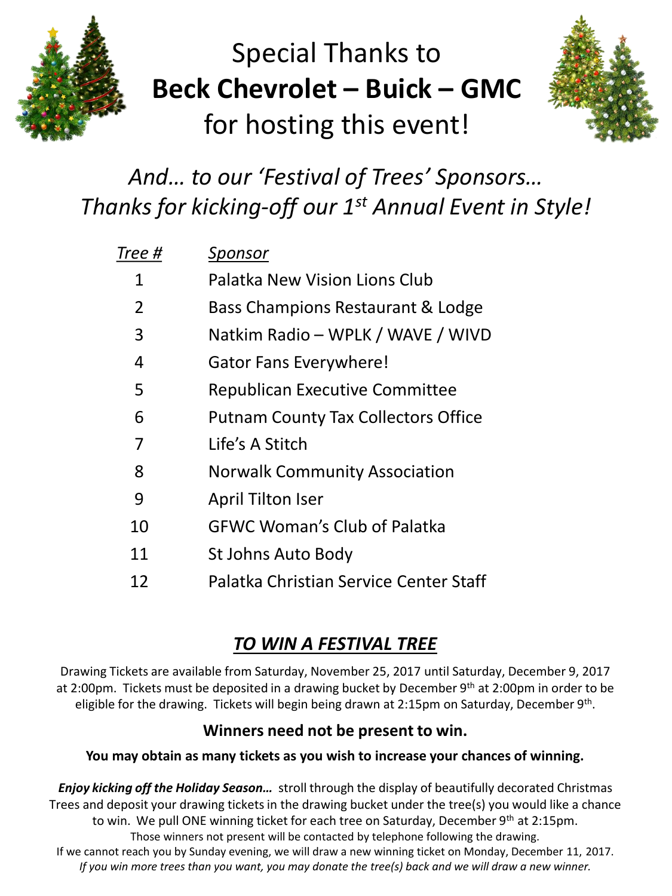# Special Thanks to **Beck Chevrolet – Buick – GMC** for hosting this event!

*And… to our 'Festival of Trees' Sponsors…*
*Thanks for kicking-off our 1st Annual Event in Style!*

| *Tree #* | *Sponsor* |
|---|---|
| 1 | Palatka New Vision Lions Club |
| 2 | Bass Champions Restaurant & Lodge |
| 3 | Natkim Radio – WPLK / WAVE / WIVD |
| 4 | Gator Fans Everywhere! |
| 5 | Republican Executive Committee |
| 6 | Putnam County Tax Collectors Office |
| 7 | Life's A Stitch |
| 8 | Norwalk Community Association |
| 9 | April Tilton Iser |
| 10 | GFWC Woman's Club of Palatka |
| 11 | St Johns Auto Body |
| 12 | Palatka Christian Service Center Staff |

## *TO WIN A FESTIVAL TREE*

Drawing Tickets are available from Saturday, November 25, 2017 until Saturday, December 9, 2017 at 2:00pm. Tickets must be deposited in a drawing bucket by December 9th at 2:00pm in order to be eligible for the drawing. Tickets will begin being drawn at 2:15pm on Saturday, December 9th.

**Winners need not be present to win.**

**You may obtain as many tickets as you wish to increase your chances of winning.**

***Enjoy kicking off the Holiday Season…*** stroll through the display of beautifully decorated Christmas Trees and deposit your drawing tickets in the drawing bucket under the tree(s) you would like a chance to win. We pull ONE winning ticket for each tree on Saturday, December 9th at 2:15pm.
Those winners not present will be contacted by telephone following the drawing.
If we cannot reach you by Sunday evening, we will draw a new winning ticket on Monday, December 11, 2017.
*If you win more trees than you want, you may donate the tree(s) back and we will draw a new winner.*